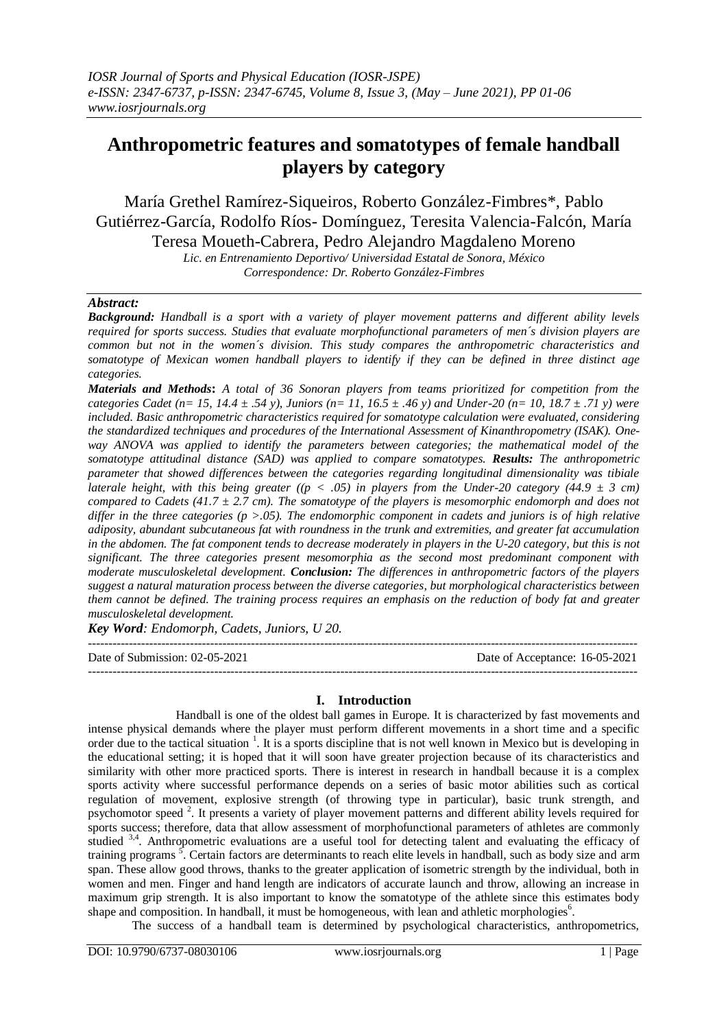# Anthropometric features and somatotypes of female handball players by category

María Grethel Ramírez-Siqueiros, Roberto González-Fimbres*, Pablo Gutiérrez-García, Rodolfo Ríos- Domínguez, Teresita Valencia-Falcón, María Teresa Moueth-Cabrera, Pedro Alejandro Magdaleno Moreno

*Lic. en Entrenamiento Deportivo/ Universidad Estatal de Sonora, México*
*Correspondence: Dr. Roberto González-Fimbres*

***Abstract:***

***Background:*** *Handball is a sport with a variety of player movement patterns and different ability levels required for sports success. Studies that evaluate morphofunctional parameters of men´s division players are common but not in the women´s division. This study compares the anthropometric characteristics and somatotype of Mexican women handball players to identify if they can be defined in three distinct age categories.*

***Materials and Methods*****:** *A total of 36 Sonoran players from teams prioritized for competition from the categories Cadet (n= 15, 14.4 ± .54 y), Juniors (n= 11, 16.5 ± .46 y) and Under-20 (n= 10, 18.7 ± .71 y) were included. Basic anthropometric characteristics required for somatotype calculation were evaluated, considering the standardized techniques and procedures of the International Assessment of Kinanthropometry (ISAK). One-way ANOVA was applied to identify the parameters between categories; the mathematical model of the somatotype attitudinal distance (SAD) was applied to compare somatotypes.* ***Results:*** *The anthropometric parameter that showed differences between the categories regarding longitudinal dimensionality was tibiale laterale height, with this being greater ((p < .05) in players from the Under-20 category (44.9 ± 3 cm) compared to Cadets (41.7 ± 2.7 cm). The somatotype of the players is mesomorphic endomorph and does not differ in the three categories (p >.05). The endomorphic component in cadets and juniors is of high relative adiposity, abundant subcutaneous fat with roundness in the trunk and extremities, and greater fat accumulation in the abdomen. The fat component tends to decrease moderately in players in the U-20 category, but this is not significant. The three categories present mesomorphia as the second most predominant component with moderate musculoskeletal development.* ***Conclusion:*** *The differences in anthropometric factors of the players suggest a natural maturation process between the diverse categories, but morphological characteristics between them cannot be defined. The training process requires an emphasis on the reduction of body fat and greater musculoskeletal development.*

***Key Word****: Endomorph, Cadets, Juniors, U 20.*

Date of Submission: 02-05-2021 | Date of Acceptance: 16-05-2021

## I. Introduction

Handball is one of the oldest ball games in Europe. It is characterized by fast movements and intense physical demands where the player must perform different movements in a short time and a specific order due to the tactical situation [1]. It is a sports discipline that is not well known in Mexico but is developing in the educational setting; it is hoped that it will soon have greater projection because of its characteristics and similarity with other more practiced sports. There is interest in research in handball because it is a complex sports activity where successful performance depends on a series of basic motor abilities such as cortical regulation of movement, explosive strength (of throwing type in particular), basic trunk strength, and psychomotor speed [2]. It presents a variety of player movement patterns and different ability levels required for sports success; therefore, data that allow assessment of morphofunctional parameters of athletes are commonly studied [3,4]. Anthropometric evaluations are a useful tool for detecting talent and evaluating the efficacy of training programs [5]. Certain factors are determinants to reach elite levels in handball, such as body size and arm span. These allow good throws, thanks to the greater application of isometric strength by the individual, both in women and men. Finger and hand length are indicators of accurate launch and throw, allowing an increase in maximum grip strength. It is also important to know the somatotype of the athlete since this estimates body shape and composition. In handball, it must be homogeneous, with lean and athletic morphologies[6].

The success of a handball team is determined by psychological characteristics, anthropometrics,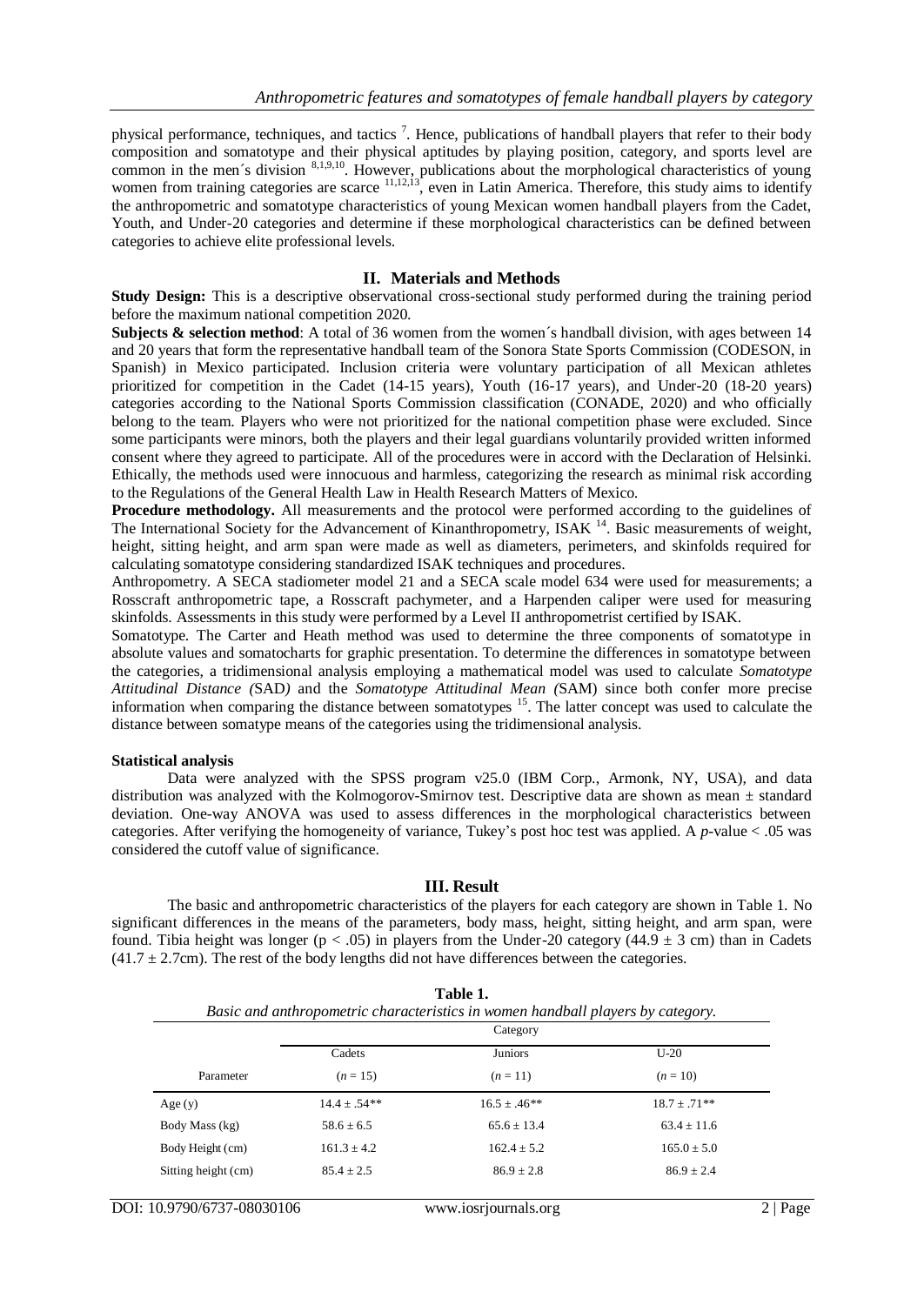physical performance, techniques, and tactics [7]. Hence, publications of handball players that refer to their body composition and somatotype and their physical aptitudes by playing position, category, and sports level are common in the men´s division [8,1,9,10]. However, publications about the morphological characteristics of young women from training categories are scarce [11,12,13], even in Latin America. Therefore, this study aims to identify the anthropometric and somatotype characteristics of young Mexican women handball players from the Cadet, Youth, and Under-20 categories and determine if these morphological characteristics can be defined between categories to achieve elite professional levels.

## II. Materials and Methods

**Study Design:** This is a descriptive observational cross-sectional study performed during the training period before the maximum national competition 2020.

**Subjects & selection method**: A total of 36 women from the women´s handball division, with ages between 14 and 20 years that form the representative handball team of the Sonora State Sports Commission (CODESON, in Spanish) in Mexico participated. Inclusion criteria were voluntary participation of all Mexican athletes prioritized for competition in the Cadet (14-15 years), Youth (16-17 years), and Under-20 (18-20 years) categories according to the National Sports Commission classification (CONADE, 2020) and who officially belong to the team. Players who were not prioritized for the national competition phase were excluded. Since some participants were minors, both the players and their legal guardians voluntarily provided written informed consent where they agreed to participate. All of the procedures were in accord with the Declaration of Helsinki. Ethically, the methods used were innocuous and harmless, categorizing the research as minimal risk according to the Regulations of the General Health Law in Health Research Matters of Mexico.

**Procedure methodology.** All measurements and the protocol were performed according to the guidelines of The International Society for the Advancement of Kinanthropometry, ISAK [14]. Basic measurements of weight, height, sitting height, and arm span were made as well as diameters, perimeters, and skinfolds required for calculating somatotype considering standardized ISAK techniques and procedures.

Anthropometry. A SECA stadiometer model 21 and a SECA scale model 634 were used for measurements; a Rosscraft anthropometric tape, a Rosscraft pachymeter, and a Harpenden caliper were used for measuring skinfolds. Assessments in this study were performed by a Level II anthropometrist certified by ISAK.

Somatotype. The Carter and Heath method was used to determine the three components of somatotype in absolute values and somatocharts for graphic presentation. To determine the differences in somatotype between the categories, a tridimensional analysis employing a mathematical model was used to calculate *Somatotype Attitudinal Distance (*SAD*)* and the *Somatotype Attitudinal Mean (*SAM) since both confer more precise information when comparing the distance between somatotypes [15]. The latter concept was used to calculate the distance between somatype means of the categories using the tridimensional analysis.

**Statistical analysis**

Data were analyzed with the SPSS program v25.0 (IBM Corp., Armonk, NY, USA), and data distribution was analyzed with the Kolmogorov-Smirnov test. Descriptive data are shown as mean ± standard deviation. One-way ANOVA was used to assess differences in the morphological characteristics between categories. After verifying the homogeneity of variance, Tukey's post hoc test was applied. A *p*-value < .05 was considered the cutoff value of significance.

## III. Result

The basic and anthropometric characteristics of the players for each category are shown in Table 1. No significant differences in the means of the parameters, body mass, height, sitting height, and arm span, were found. Tibia height was longer ($p < .05$) in players from the Under-20 category (44.9 ± 3 cm) than in Cadets (41.7 ± 2.7cm). The rest of the body lengths did not have differences between the categories.

**Table 1.**
*Basic and anthropometric characteristics in women handball players by category.*

| | Category | | |
|---|---|---|---|
| Parameter | Cadets ($n = 15$) | Juniors ($n = 11$) | U-20 ($n = 10$) |
| Age (y) | 14.4 ± .54** | 16.5 ± .46** | 18.7 ± .71** |
| Body Mass (kg) | 58.6 ± 6.5 | 65.6 ± 13.4 | 63.4 ± 11.6 |
| Body Height (cm) | 161.3 ± 4.2 | 162.4 ± 5.2 | 165.0 ± 5.0 |
| Sitting height (cm) | 85.4 ± 2.5 | 86.9 ± 2.8 | 86.9 ± 2.4 |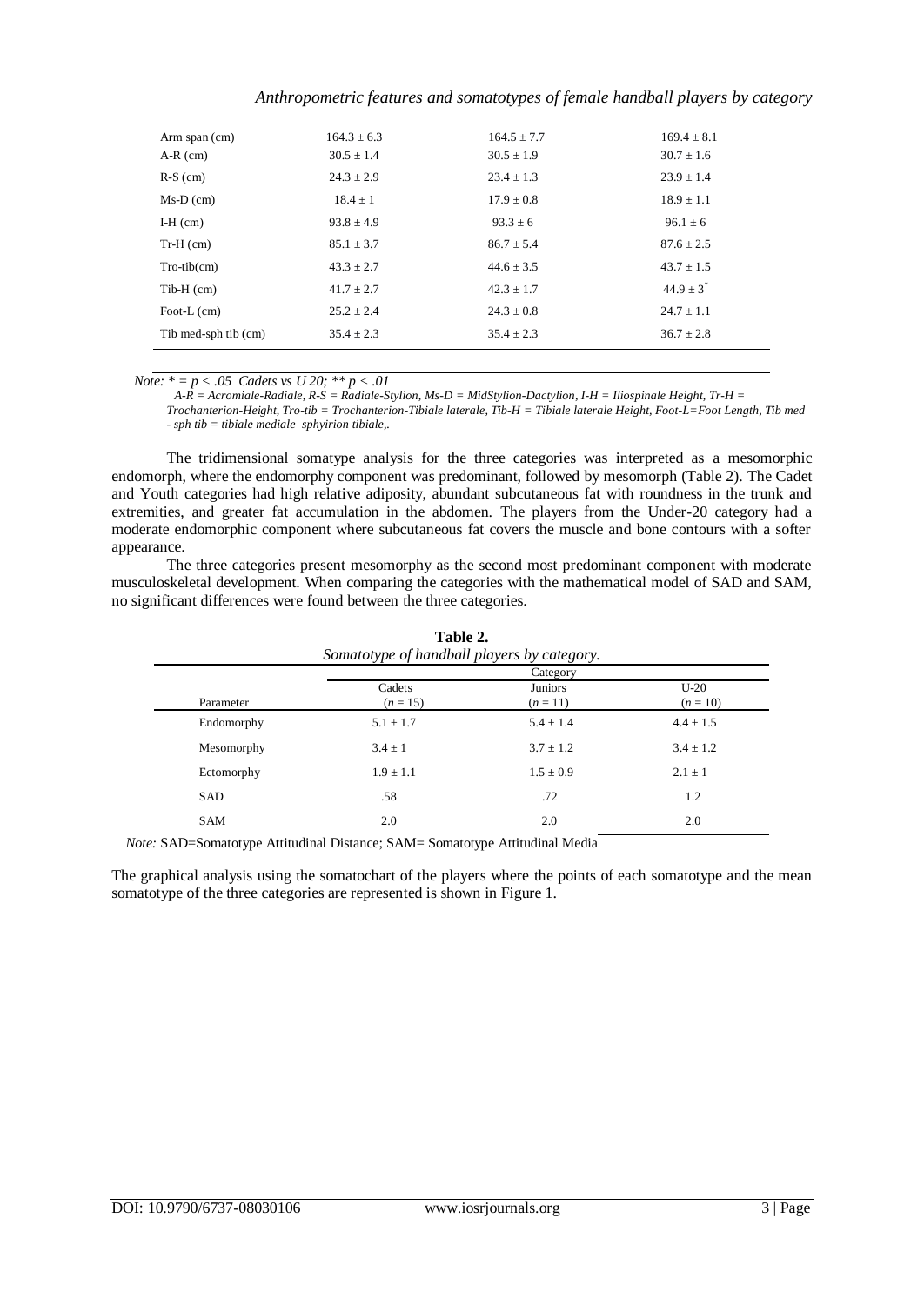| Arm span (cm) | $164.3 \pm 6.3$ | $164.5 \pm 7.7$ | $169.4 \pm 8.1$ |
|---|---|---|---|
| A-R (cm) | $30.5 \pm 1.4$ | $30.5 \pm 1.9$ | $30.7 \pm 1.6$ |
| R-S (cm) | $24.3 \pm 2.9$ | $23.4 \pm 1.3$ | $23.9 \pm 1.4$ |
| Ms-D (cm) | $18.4 \pm 1$ | $17.9 \pm 0.8$ | $18.9 \pm 1.1$ |
| I-H (cm) | $93.8 \pm 4.9$ | $93.3 \pm 6$ | $96.1 \pm 6$ |
| Tr-H (cm) | $85.1 \pm 3.7$ | $86.7 \pm 5.4$ | $87.6 \pm 2.5$ |
| Tro-tib(cm) | $43.3 \pm 2.7$ | $44.6 \pm 3.5$ | $43.7 \pm 1.5$ |
| Tib-H (cm) | $41.7 \pm 2.7$ | $42.3 \pm 1.7$ | $44.9 \pm 3^{*}$ |
| Foot-L (cm) | $25.2 \pm 2.4$ | $24.3 \pm 0.8$ | $24.7 \pm 1.1$ |
| Tib med-sph tib (cm) | $35.4 \pm 2.3$ | $35.4 \pm 2.3$ | $36.7 \pm 2.8$ |

*Note:* * = $p < .05$ Cadets vs U 20; ** $p < .01$

*A-R = Acromiale-Radiale, R-S = Radiale-Stylion, Ms-D = MidStylion-Dactylion, I-H = Iliospinale Height, Tr-H = Trochanterion-Height, Tro-tib = Trochanterion-Tibiale laterale, Tib-H = Tibiale laterale Height, Foot-L=Foot Length, Tib med - sph tib = tibiale mediale–sphyirion tibiale,.*

The tridimensional somatype analysis for the three categories was interpreted as a mesomorphic endomorph, where the endomorphy component was predominant, followed by mesomorph (Table 2). The Cadet and Youth categories had high relative adiposity, abundant subcutaneous fat with roundness in the trunk and extremities, and greater fat accumulation in the abdomen. The players from the Under-20 category had a moderate endomorphic component where subcutaneous fat covers the muscle and bone contours with a softer appearance.

The three categories present mesomorphy as the second most predominant component with moderate musculoskeletal development. When comparing the categories with the mathematical model of SAD and SAM, no significant differences were found between the three categories.

**Table 2.**
*Somatotype of handball players by category.*

| | Category | | |
|---|---|---|---|
| Parameter | Cadets ($n = 15$) | Juniors ($n = 11$) | U-20 ($n = 10$) |
| Endomorphy | $5.1 \pm 1.7$ | $5.4 \pm 1.4$ | $4.4 \pm 1.5$ |
| Mesomorphy | $3.4 \pm 1$ | $3.7 \pm 1.2$ | $3.4 \pm 1.2$ |
| Ectomorphy | $1.9 \pm 1.1$ | $1.5 \pm 0.9$ | $2.1 \pm 1$ |
| SAD | .58 | .72 | 1.2 |
| SAM | 2.0 | 2.0 | 2.0 |

*Note:* SAD=Somatotype Attitudinal Distance; SAM= Somatotype Attitudinal Media

The graphical analysis using the somatochart of the players where the points of each somatotype and the mean somatotype of the three categories are represented is shown in Figure 1.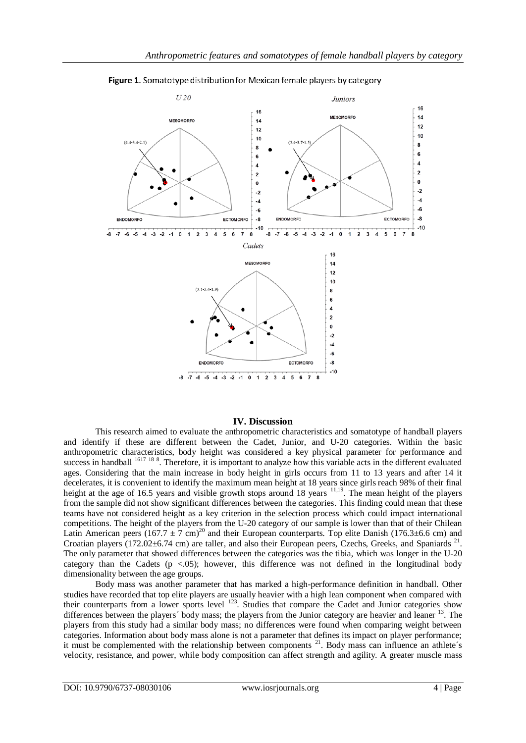**Figure 1**. Somatotype distribution for Mexican female players by category

## IV. Discussion

This research aimed to evaluate the anthropometric characteristics and somatotype of handball players and identify if these are different between the Cadet, Junior, and U-20 categories. Within the basic anthropometric characteristics, body height was considered a key physical parameter for performance and success in handball [16,17,18,8]. Therefore, it is important to analyze how this variable acts in the different evaluated ages. Considering that the main increase in body height in girls occurs from 11 to 13 years and after 14 it decelerates, it is convenient to identify the maximum mean height at 18 years since girls reach 98% of their final height at the age of 16.5 years and visible growth stops around 18 years [11,19]. The mean height of the players from the sample did not show significant differences between the categories. This finding could mean that these teams have not considered height as a key criterion in the selection process which could impact international competitions. The height of the players from the U-20 category of our sample is lower than that of their Chilean Latin American peers (167.7 ± 7 cm)[20] and their European counterparts. Top elite Danish (176.3±6.6 cm) and Croatian players (172.02±6.74 cm) are taller, and also their European peers, Czechs, Greeks, and Spaniards [21]. The only parameter that showed differences between the categories was the tibia, which was longer in the U-20 category than the Cadets ($p < .05$); however, this difference was not defined in the longitudinal body dimensionality between the age groups.

Body mass was another parameter that has marked a high-performance definition in handball. Other studies have recorded that top elite players are usually heavier with a high lean component when compared with their counterparts from a lower sports level [1,2,3]. Studies that compare the Cadet and Junior categories show differences between the players´ body mass; the players from the Junior category are heavier and leaner [13]. The players from this study had a similar body mass; no differences were found when comparing weight between categories. Information about body mass alone is not a parameter that defines its impact on player performance; it must be complemented with the relationship between components [21]. Body mass can influence an athlete´s velocity, resistance, and power, while body composition can affect strength and agility. A greater muscle mass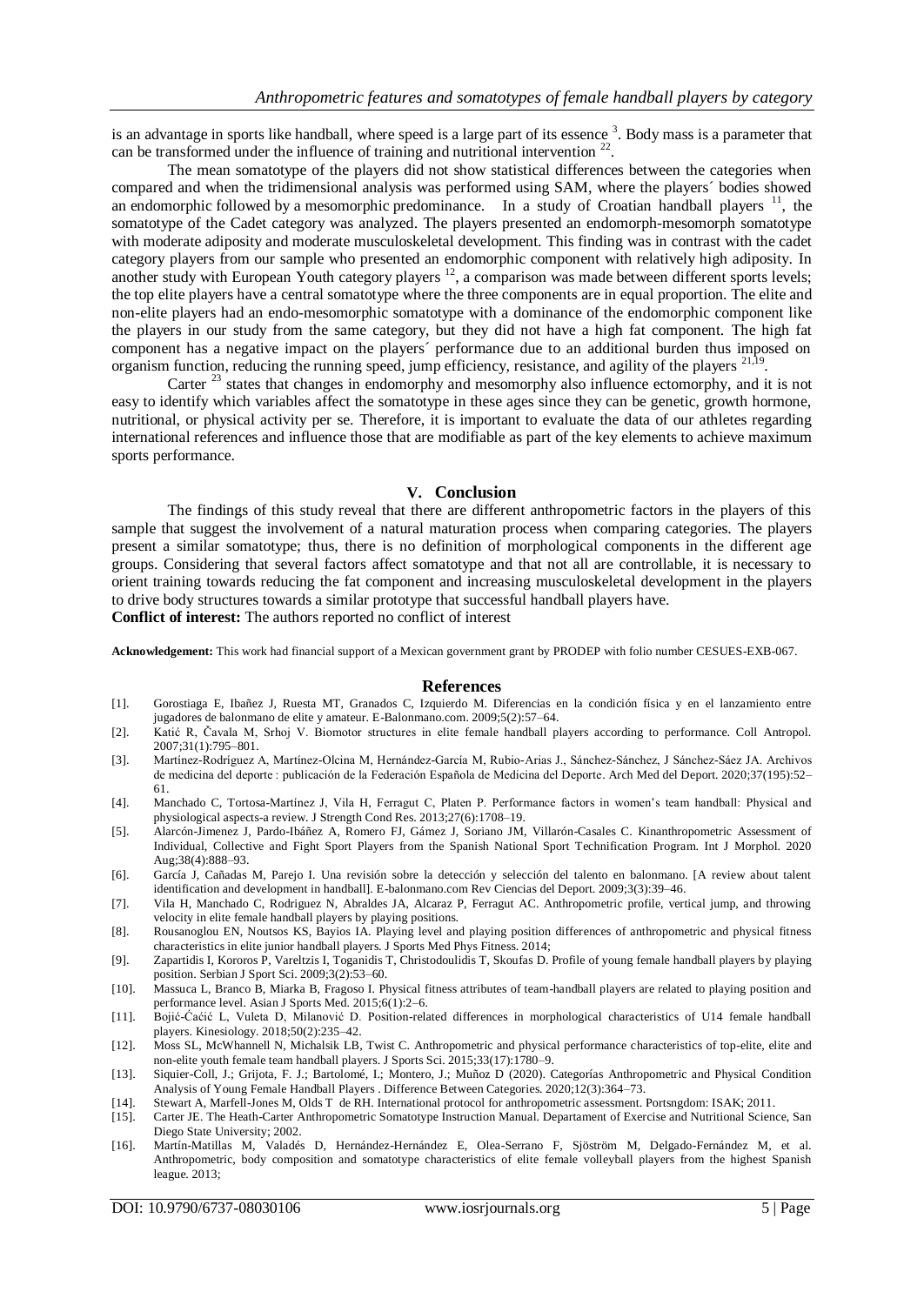is an advantage in sports like handball, where speed is a large part of its essence [3]. Body mass is a parameter that can be transformed under the influence of training and nutritional intervention [22].

The mean somatotype of the players did not show statistical differences between the categories when compared and when the tridimensional analysis was performed using SAM, where the players´ bodies showed an endomorphic followed by a mesomorphic predominance. In a study of Croatian handball players [11], the somatotype of the Cadet category was analyzed. The players presented an endomorph-mesomorph somatotype with moderate adiposity and moderate musculoskeletal development. This finding was in contrast with the cadet category players from our sample who presented an endomorphic component with relatively high adiposity. In another study with European Youth category players [12], a comparison was made between different sports levels; the top elite players have a central somatotype where the three components are in equal proportion. The elite and non-elite players had an endo-mesomorphic somatotype with a dominance of the endomorphic component like the players in our study from the same category, but they did not have a high fat component. The high fat component has a negative impact on the players´ performance due to an additional burden thus imposed on organism function, reducing the running speed, jump efficiency, resistance, and agility of the players [21,19].

Carter [23] states that changes in endomorphy and mesomorphy also influence ectomorphy, and it is not easy to identify which variables affect the somatotype in these ages since they can be genetic, growth hormone, nutritional, or physical activity per se. Therefore, it is important to evaluate the data of our athletes regarding international references and influence those that are modifiable as part of the key elements to achieve maximum sports performance.

## V. Conclusion

The findings of this study reveal that there are different anthropometric factors in the players of this sample that suggest the involvement of a natural maturation process when comparing categories. The players present a similar somatotype; thus, there is no definition of morphological components in the different age groups. Considering that several factors affect somatotype and that not all are controllable, it is necessary to orient training towards reducing the fat component and increasing musculoskeletal development in the players to drive body structures towards a similar prototype that successful handball players have.

**Conflict of interest:** The authors reported no conflict of interest

**Acknowledgement:** This work had financial support of a Mexican government grant by PRODEP with folio number CESUES-EXB-067.

## References

[1]. Gorostiaga E, Ibañez J, Ruesta MT, Granados C, Izquierdo M. Diferencias en la condición física y en el lanzamiento entre jugadores de balonmano de elite y amateur. E-Balonmano.com. 2009;5(2):57–64.

[2]. Katić R, Čavala M, Srhoj V. Biomotor structures in elite female handball players according to performance. Coll Antropol. 2007;31(1):795–801.

[3]. Martínez-Rodríguez A, Martínez-Olcina M, Hernández-García M, Rubio-Arias J., Sánchez-Sánchez, J Sánchez-Sáez JA. Archivos de medicina del deporte : publicación de la Federación Española de Medicina del Deporte. Arch Med del Deport. 2020;37(195):52–61.

[4]. Manchado C, Tortosa-Martínez J, Vila H, Ferragut C, Platen P. Performance factors in women's team handball: Physical and physiological aspects-a review. J Strength Cond Res. 2013;27(6):1708–19.

[5]. Alarcón-Jimenez J, Pardo-Ibáñez A, Romero FJ, Gámez J, Soriano JM, Villarón-Casales C. Kinanthropometric Assessment of Individual, Collective and Fight Sport Players from the Spanish National Sport Technification Program. Int J Morphol. 2020 Aug;38(4):888–93.

[6]. García J, Cañadas M, Parejo I. Una revisión sobre la detección y selección del talento en balonmano. [A review about talent identification and development in handball]. E-balonmano.com Rev Ciencias del Deport. 2009;3(3):39–46.

[7]. Vila H, Manchado C, Rodriguez N, Abraldes JA, Alcaraz P, Ferragut AC. Anthropometric profile, vertical jump, and throwing velocity in elite female handball players by playing positions.

[8]. Rousanoglou EN, Noutsos KS, Bayios IA. Playing level and playing position differences of anthropometric and physical fitness characteristics in elite junior handball players. J Sports Med Phys Fitness. 2014;

[9]. Zapartidis I, Kororos P, Vareltzis I, Toganidis T, Christodoulidis T, Skoufas D. Profile of young female handball players by playing position. Serbian J Sport Sci. 2009;3(2):53–60.

[10]. Massuca L, Branco B, Miarka B, Fragoso I. Physical fitness attributes of team-handball players are related to playing position and performance level. Asian J Sports Med. 2015;6(1):2–6.

[11]. Bojić-Ćaćić L, Vuleta D, Milanović D. Position-related differences in morphological characteristics of U14 female handball players. Kinesiology. 2018;50(2):235–42.

[12]. Moss SL, McWhannell N, Michalsik LB, Twist C. Anthropometric and physical performance characteristics of top-elite, elite and non-elite youth female team handball players. J Sports Sci. 2015;33(17):1780–9.

[13]. Siquier-Coll, J.; Grijota, F. J.; Bartolomé, I.; Montero, J.; Muñoz D (2020). Categorías Anthropometric and Physical Condition Analysis of Young Female Handball Players . Difference Between Categories. 2020;12(3):364–73.

[14]. Stewart A, Marfell-Jones M, Olds T de RH. International protocol for anthropometric assessment. Portsngdom: ISAK; 2011.

[15]. Carter JE. The Heath-Carter Anthropometric Somatotype Instruction Manual. Departament of Exercise and Nutritional Science, San Diego State University; 2002.

[16]. Martín-Matillas M, Valadés D, Hernández-Hernández E, Olea-Serrano F, Sjöström M, Delgado-Fernández M, et al. Anthropometric, body composition and somatotype characteristics of elite female volleyball players from the highest Spanish league. 2013;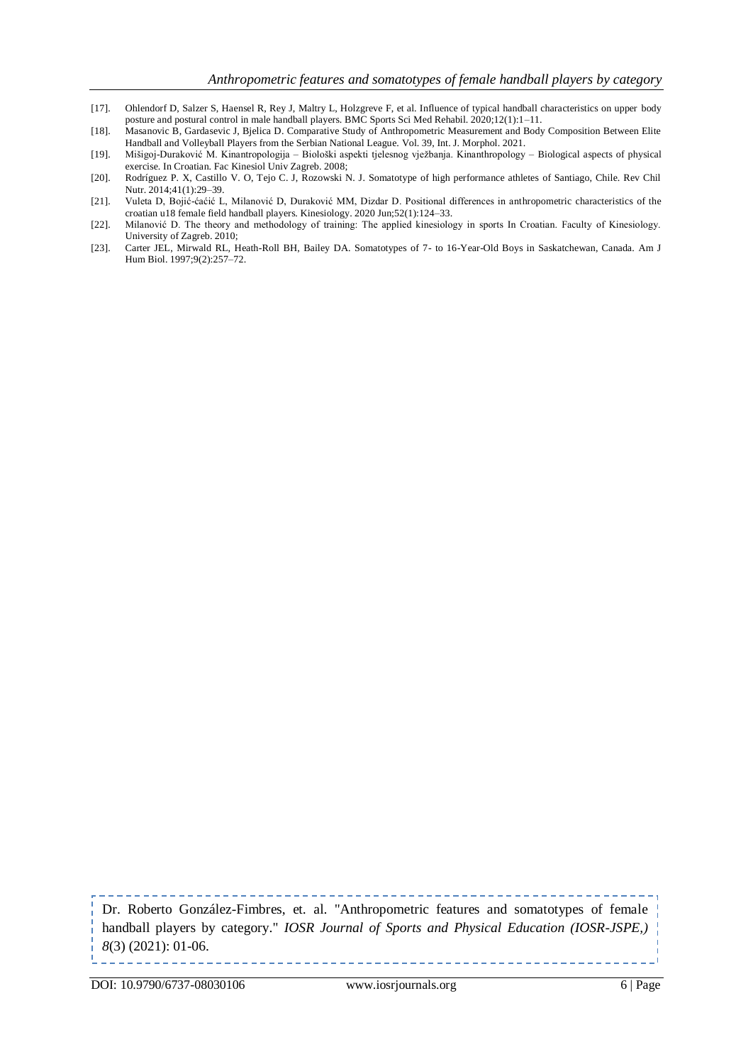[17]. Ohlendorf D, Salzer S, Haensel R, Rey J, Maltry L, Holzgreve F, et al. Influence of typical handball characteristics on upper body posture and postural control in male handball players. BMC Sports Sci Med Rehabil. 2020;12(1):1–11.

[18]. Masanovic B, Gardasevic J, Bjelica D. Comparative Study of Anthropometric Measurement and Body Composition Between Elite Handball and Volleyball Players from the Serbian National League. Vol. 39, Int. J. Morphol. 2021.

[19]. Mišigoj-Duraković M. Kinantropologija – Biološki aspekti tjelesnog vježbanja. Kinanthropology – Biological aspects of physical exercise. In Croatian. Fac Kinesiol Univ Zagreb. 2008;

[20]. Rodríguez P. X, Castillo V. O, Tejo C. J, Rozowski N. J. Somatotype of high performance athletes of Santiago, Chile. Rev Chil Nutr. 2014;41(1):29–39.

[21]. Vuleta D, Bojić-ćaćić L, Milanović D, Duraković MM, Dizdar D. Positional differences in anthropometric characteristics of the croatian u18 female field handball players. Kinesiology. 2020 Jun;52(1):124–33.

[22]. Milanović D. The theory and methodology of training: The applied kinesiology in sports In Croatian. Faculty of Kinesiology. University of Zagreb. 2010;

[23]. Carter JEL, Mirwald RL, Heath-Roll BH, Bailey DA. Somatotypes of 7- to 16-Year-Old Boys in Saskatchewan, Canada. Am J Hum Biol. 1997;9(2):257–72.

Dr. Roberto González-Fimbres, et. al. "Anthropometric features and somatotypes of female handball players by category." *IOSR Journal of Sports and Physical Education (IOSR-JSPE,) 8*(3) (2021): 01-06.